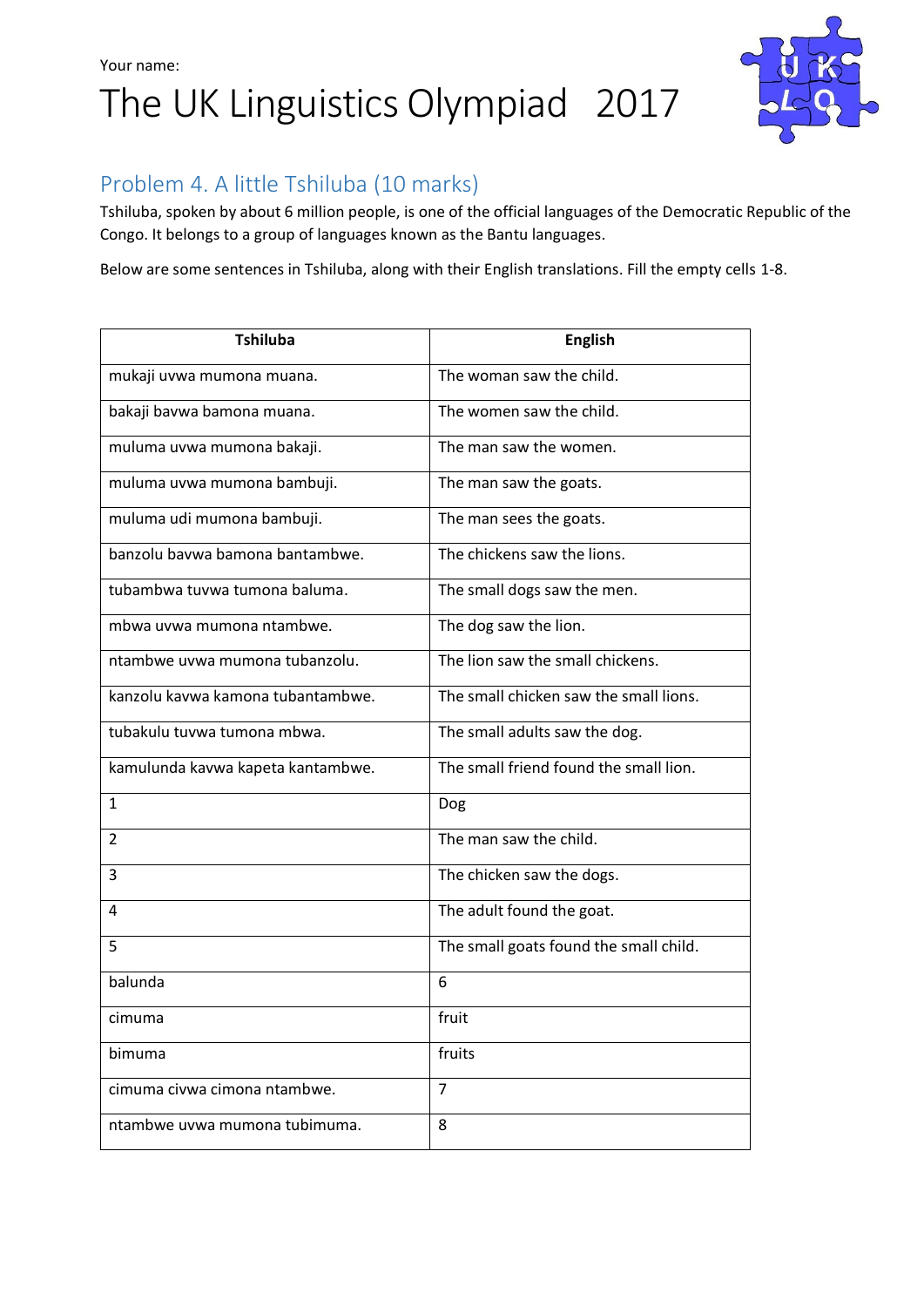Your name:

# The UK Linguistics Olympiad 2017

## Problem 4. A little Tshiluba (10 marks)

Tshiluba, spoken by about 6 million people, is one of the official languages of the Democratic Republic of the Congo. It belongs to a group of languages known as the Bantu languages.

Below are some sentences in Tshiluba, along with their English translations. Fill the empty cells 1-8.

| Tshiluba | English |
|---|---|
| mukaji uvwa mumona muana. | The woman saw the child. |
| bakaji bavwa bamona muana. | The women saw the child. |
| muluma uvwa mumona bakaji. | The man saw the women. |
| muluma uvwa mumona bambuji. | The man saw the goats. |
| muluma udi mumona bambuji. | The man sees the goats. |
| banzolu bavwa bamona bantambwe. | The chickens saw the lions. |
| tubambwa tuvwa tumona baluma. | The small dogs saw the men. |
| mbwa uvwa mumona ntambwe. | The dog saw the lion. |
| ntambwe uvwa mumona tubanzolu. | The lion saw the small chickens. |
| kanzolu kavwa kamona tubantambwe. | The small chicken saw the small lions. |
| tubakulu tuvwa tumona mbwa. | The small adults saw the dog. |
| kamulunda kavwa kapeta kantambwe. | The small friend found the small lion. |
| 1 | Dog |
| 2 | The man saw the child. |
| 3 | The chicken saw the dogs. |
| 4 | The adult found the goat. |
| 5 | The small goats found the small child. |
| balunda | 6 |
| cimuma | fruit |
| bimuma | fruits |
| cimuma civwa cimona ntambwe. | 7 |
| ntambwe uvwa mumona tubimuma. | 8 |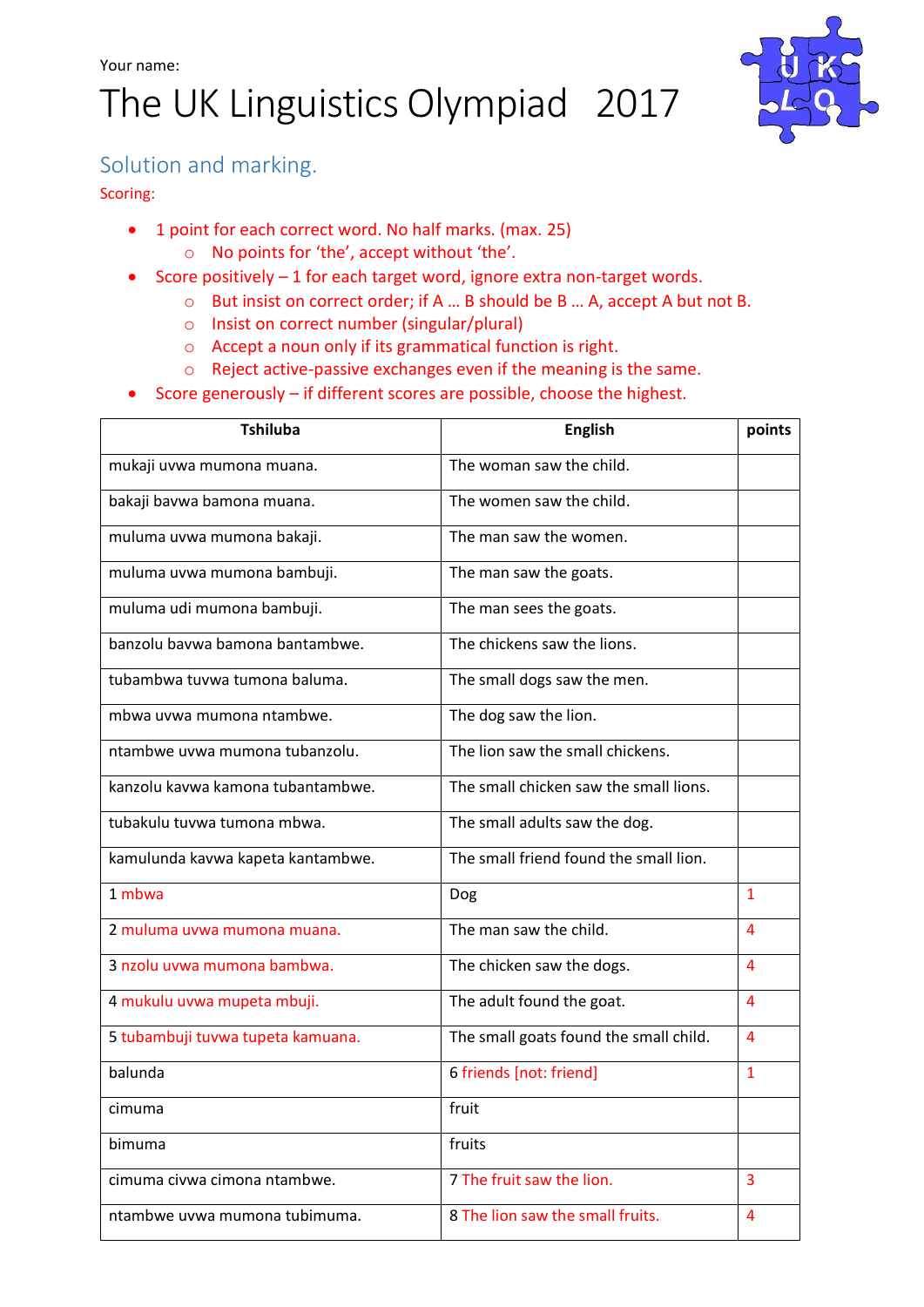Your name:

# The UK Linguistics Olympiad 2017

## Solution and marking.

Scoring:

- 1 point for each correct word. No half marks. (max. 25)
  - No points for 'the', accept without 'the'.
- Score positively – 1 for each target word, ignore extra non-target words.
  - But insist on correct order; if A … B should be B … A, accept A but not B.
  - Insist on correct number (singular/plural)
  - Accept a noun only if its grammatical function is right.
  - Reject active-passive exchanges even if the meaning is the same.
- Score generously – if different scores are possible, choose the highest.

| Tshiluba | English | points |
|---|---|---|
| mukaji uvwa mumona muana. | The woman saw the child. | |
| bakaji bavwa bamona muana. | The women saw the child. | |
| muluma uvwa mumona bakaji. | The man saw the women. | |
| muluma uvwa mumona bambuji. | The man saw the goats. | |
| muluma udi mumona bambuji. | The man sees the goats. | |
| banzolu bavwa bamona bantambwe. | The chickens saw the lions. | |
| tubambwa tuvwa tumona baluma. | The small dogs saw the men. | |
| mbwa uvwa mumona ntambwe. | The dog saw the lion. | |
| ntambwe uvwa mumona tubanzolu. | The lion saw the small chickens. | |
| kanzolu kavwa kamona tubantambwe. | The small chicken saw the small lions. | |
| tubakulu tuvwa tumona mbwa. | The small adults saw the dog. | |
| kamulunda kavwa kapeta kantambwe. | The small friend found the small lion. | |
| 1 mbwa | Dog | 1 |
| 2 muluma uvwa mumona muana. | The man saw the child. | 4 |
| 3 nzolu uvwa mumona bambwa. | The chicken saw the dogs. | 4 |
| 4 mukulu uvwa mupeta mbuji. | The adult found the goat. | 4 |
| 5 tubambuji tuvwa tupeta kamuana. | The small goats found the small child. | 4 |
| balunda | 6 friends [not: friend] | 1 |
| cimuma | fruit | |
| bimuma | fruits | |
| cimuma civwa cimona ntambwe. | 7 The fruit saw the lion. | 3 |
| ntambwe uvwa mumona tubimuma. | 8 The lion saw the small fruits. | 4 |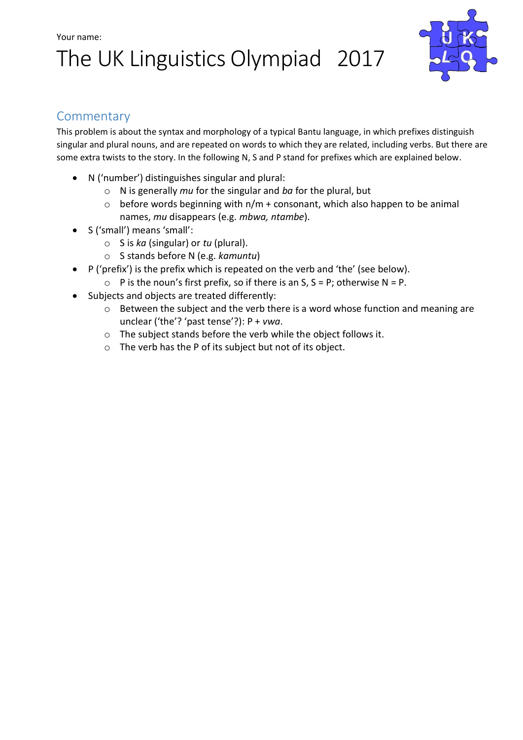Your name:

# The UK Linguistics Olympiad 2017

## Commentary

This problem is about the syntax and morphology of a typical Bantu language, in which prefixes distinguish singular and plural nouns, and are repeated on words to which they are related, including verbs. But there are some extra twists to the story. In the following N, S and P stand for prefixes which are explained below.

- N ('number') distinguishes singular and plural:
  - N is generally *mu* for the singular and *ba* for the plural, but
  - before words beginning with n/m + consonant, which also happen to be animal names, *mu* disappears (e.g. *mbwa, ntambe*).
- S ('small') means 'small':
  - S is *ka* (singular) or *tu* (plural).
  - S stands before N (e.g. *kamuntu*)
- P ('prefix') is the prefix which is repeated on the verb and 'the' (see below).
  - P is the noun's first prefix, so if there is an S, S = P; otherwise N = P.
- Subjects and objects are treated differently:
  - Between the subject and the verb there is a word whose function and meaning are unclear ('the'? 'past tense'?): P + *vwa*.
  - The subject stands before the verb while the object follows it.
  - The verb has the P of its subject but not of its object.